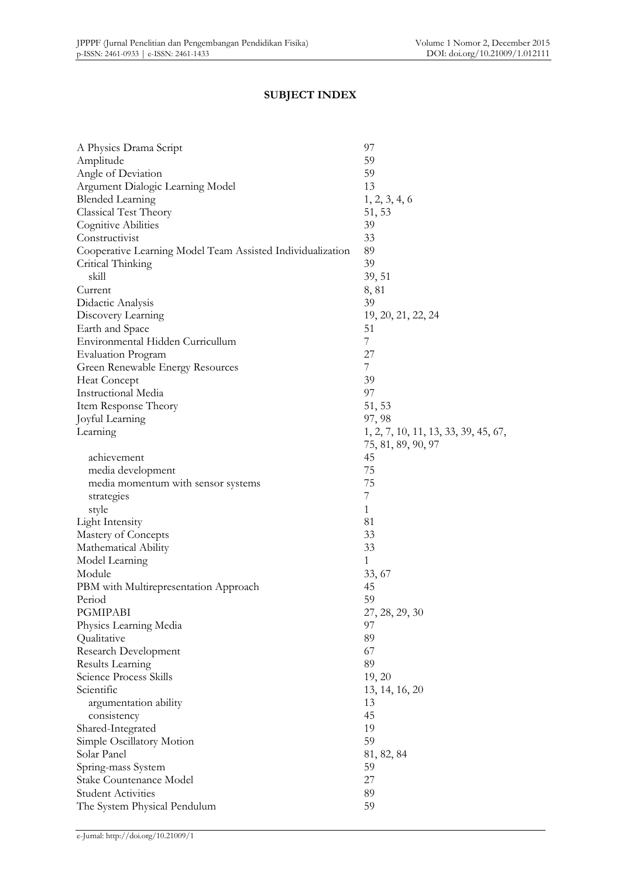# SUBJECT INDEX

| | |
|---|---|
| A Physics Drama Script | 97 |
| Amplitude | 59 |
| Angle of Deviation | 59 |
| Argument Dialogic Learning Model | 13 |
| Blended Learning | 1, 2, 3, 4, 6 |
| Classical Test Theory | 51, 53 |
| Cognitive Abilities | 39 |
| Constructivist | 33 |
| Cooperative Learning Model Team Assisted Individualization | 89 |
| Critical Thinking | 39 |
| skill | 39, 51 |
| Current | 8, 81 |
| Didactic Analysis | 39 |
| Discovery Learning | 19, 20, 21, 22, 24 |
| Earth and Space | 51 |
| Environmental Hidden Curricullum | 7 |
| Evaluation Program | 27 |
| Green Renewable Energy Resources | 7 |
| Heat Concept | 39 |
| Instructional Media | 97 |
| Item Response Theory | 51, 53 |
| Joyful Learning | 97, 98 |
| Learning | 1, 2, 7, 10, 11, 13, 33, 39, 45, 67, 75, 81, 89, 90, 97 |
| achievement | 45 |
| media development | 75 |
| media momentum with sensor systems | 75 |
| strategies | 7 |
| style | 1 |
| Light Intensity | 81 |
| Mastery of Concepts | 33 |
| Mathematical Ability | 33 |
| Model Learning | 1 |
| Module | 33, 67 |
| PBM with Multirepresentation Approach | 45 |
| Period | 59 |
| PGMIPABI | 27, 28, 29, 30 |
| Physics Learning Media | 97 |
| Qualitative | 89 |
| Research Development | 67 |
| Results Learning | 89 |
| Science Process Skills | 19, 20 |
| Scientific | 13, 14, 16, 20 |
| argumentation ability | 13 |
| consistency | 45 |
| Shared-Integrated | 19 |
| Simple Oscillatory Motion | 59 |
| Solar Panel | 81, 82, 84 |
| Spring-mass System | 59 |
| Stake Countenance Model | 27 |
| Student Activities | 89 |
| The System Physical Pendulum | 59 |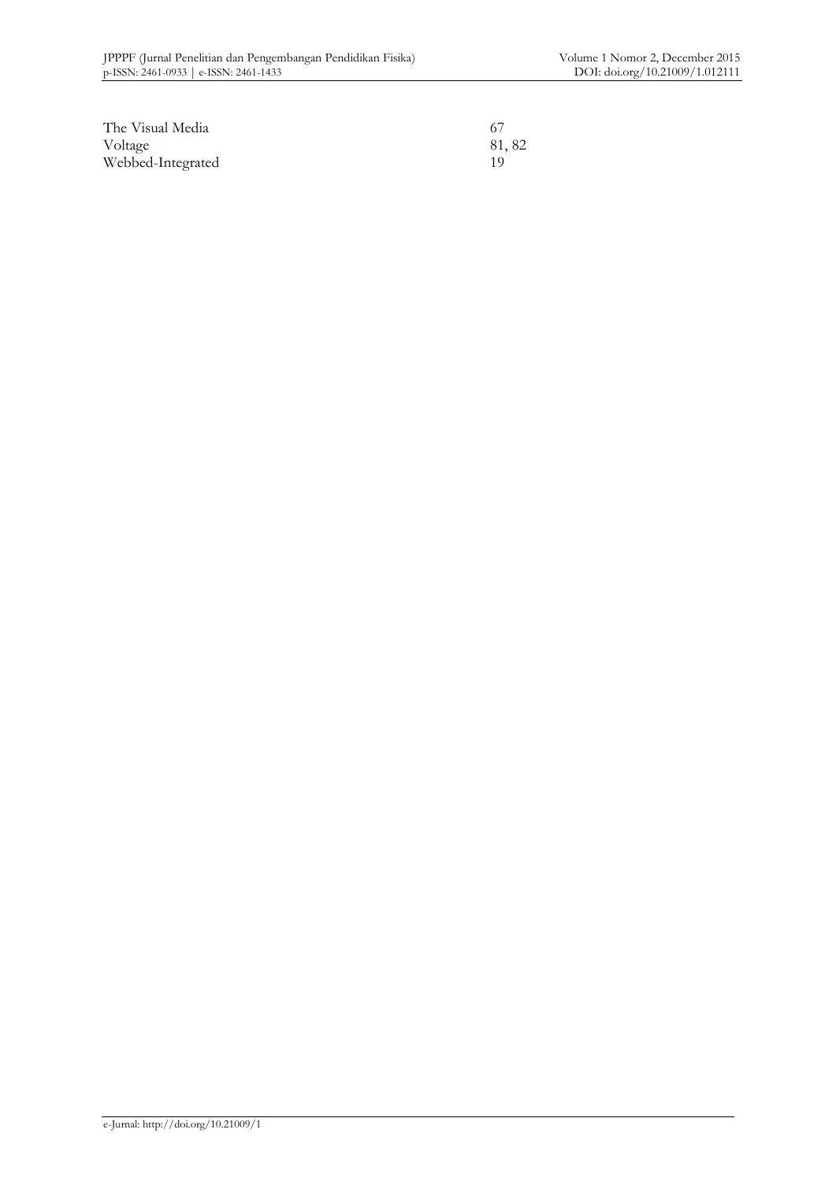The Visual Media 67

Voltage 81, 82

Webbed-Integrated 19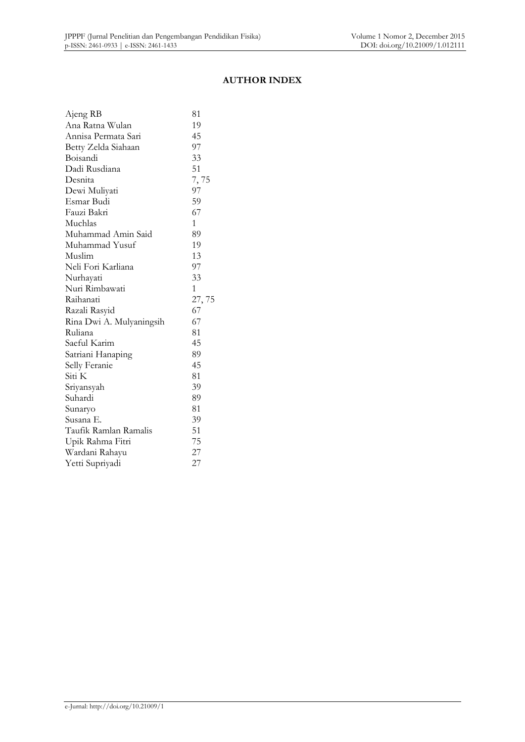## AUTHOR INDEX

| | |
|---|---|
| Ajeng RB | 81 |
| Ana Ratna Wulan | 19 |
| Annisa Permata Sari | 45 |
| Betty Zelda Siahaan | 97 |
| Boisandi | 33 |
| Dadi Rusdiana | 51 |
| Desnita | 7, 75 |
| Dewi Muliyati | 97 |
| Esmar Budi | 59 |
| Fauzi Bakri | 67 |
| Muchlas | 1 |
| Muhammad Amin Said | 89 |
| Muhammad Yusuf | 19 |
| Muslim | 13 |
| Neli Fori Karliana | 97 |
| Nurhayati | 33 |
| Nuri Rimbawati | 1 |
| Raihanati | 27, 75 |
| Razali Rasyid | 67 |
| Rina Dwi A. Mulyaningsih | 67 |
| Ruliana | 81 |
| Saeful Karim | 45 |
| Satriani Hanaping | 89 |
| Selly Feranie | 45 |
| Siti K | 81 |
| Sriyansyah | 39 |
| Suhardi | 89 |
| Sunaryo | 81 |
| Susana E. | 39 |
| Taufik Ramlan Ramalis | 51 |
| Upik Rahma Fitri | 75 |
| Wardani Rahayu | 27 |
| Yetti Supriyadi | 27 |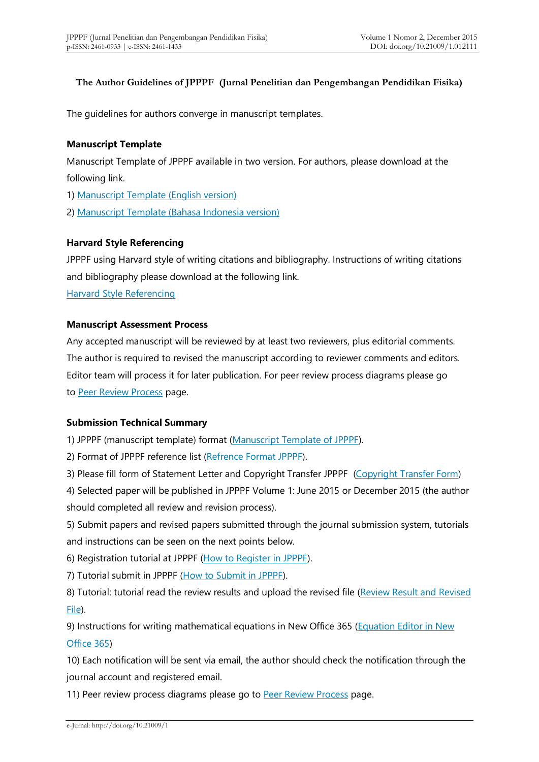**The Author Guidelines of JPPPF (Jurnal Penelitian dan Pengembangan Pendidikan Fisika)**

The guidelines for authors converge in manuscript templates.

**Manuscript Template**

Manuscript Template of JPPPF available in two version. For authors, please download at the following link.

1) Manuscript Template (English version)

2) Manuscript Template (Bahasa Indonesia version)

**Harvard Style Referencing**

JPPPF using Harvard style of writing citations and bibliography. Instructions of writing citations and bibliography please download at the following link.

Harvard Style Referencing

**Manuscript Assessment Process**

Any accepted manuscript will be reviewed by at least two reviewers, plus editorial comments. The author is required to revised the manuscript according to reviewer comments and editors. Editor team will process it for later publication. For peer review process diagrams please go to Peer Review Process page.

**Submission Technical Summary**

1) JPPPF (manuscript template) format (Manuscript Template of JPPPF).

2) Format of JPPPF reference list (Refrence Format JPPPF).

3) Please fill form of Statement Letter and Copyright Transfer JPPPF (Copyright Transfer Form)

4) Selected paper will be published in JPPPF Volume 1: June 2015 or December 2015 (the author should completed all review and revision process).

5) Submit papers and revised papers submitted through the journal submission system, tutorials and instructions can be seen on the next points below.

6) Registration tutorial at JPPPF (How to Register in JPPPF).

7) Tutorial submit in JPPPF (How to Submit in JPPPF).

8) Tutorial: tutorial read the review results and upload the revised file (Review Result and Revised File).

9) Instructions for writing mathematical equations in New Office 365 (Equation Editor in New Office 365)

10) Each notification will be sent via email, the author should check the notification through the journal account and registered email.

11) Peer review process diagrams please go to Peer Review Process page.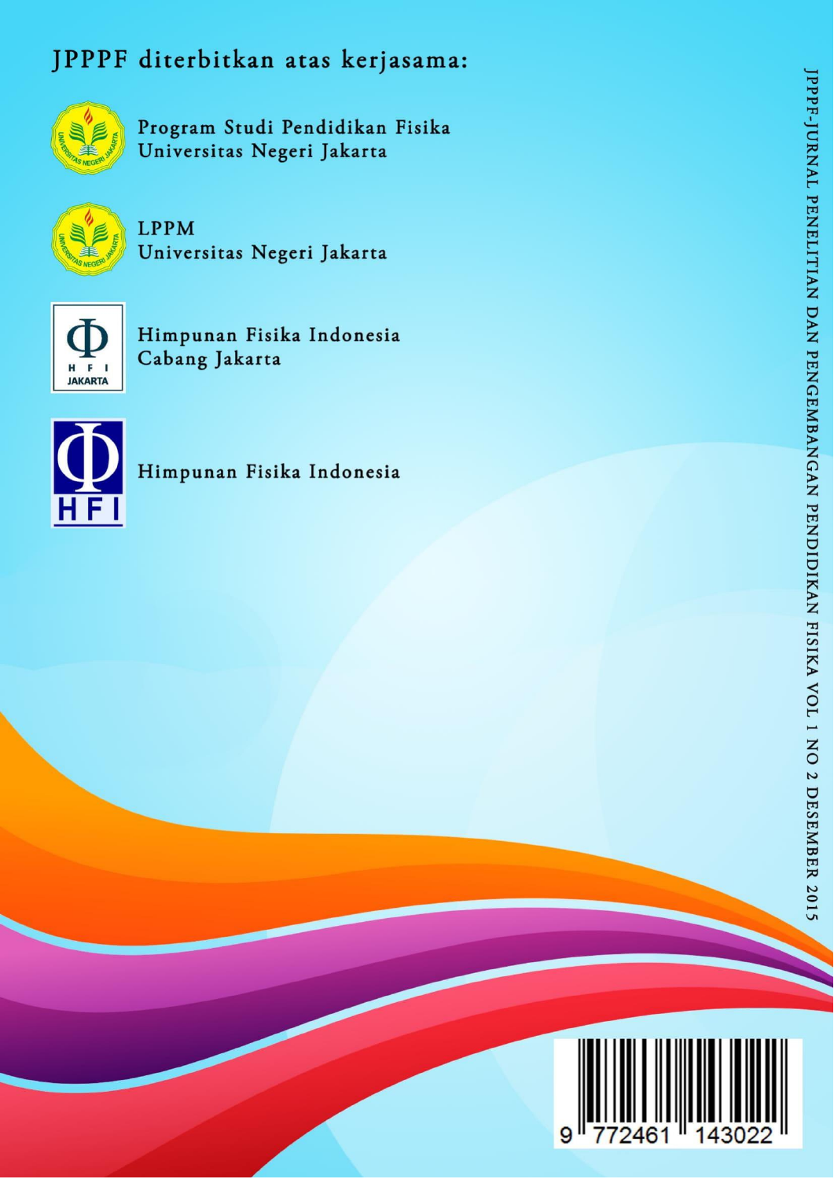JPPPF diterbitkan atas kerjasama:

Program Studi Pendidikan Fisika
Universitas Negeri Jakarta

LPPM
Universitas Negeri Jakarta

Himpunan Fisika Indonesia
Cabang Jakarta

Himpunan Fisika Indonesia

JPPPF-JURNAL PENELITIAN DAN PENGEMBANGAN PENDIDIKAN FISIKA VOL 1 NO 2 DESEMBER 2015

9 772461 143022